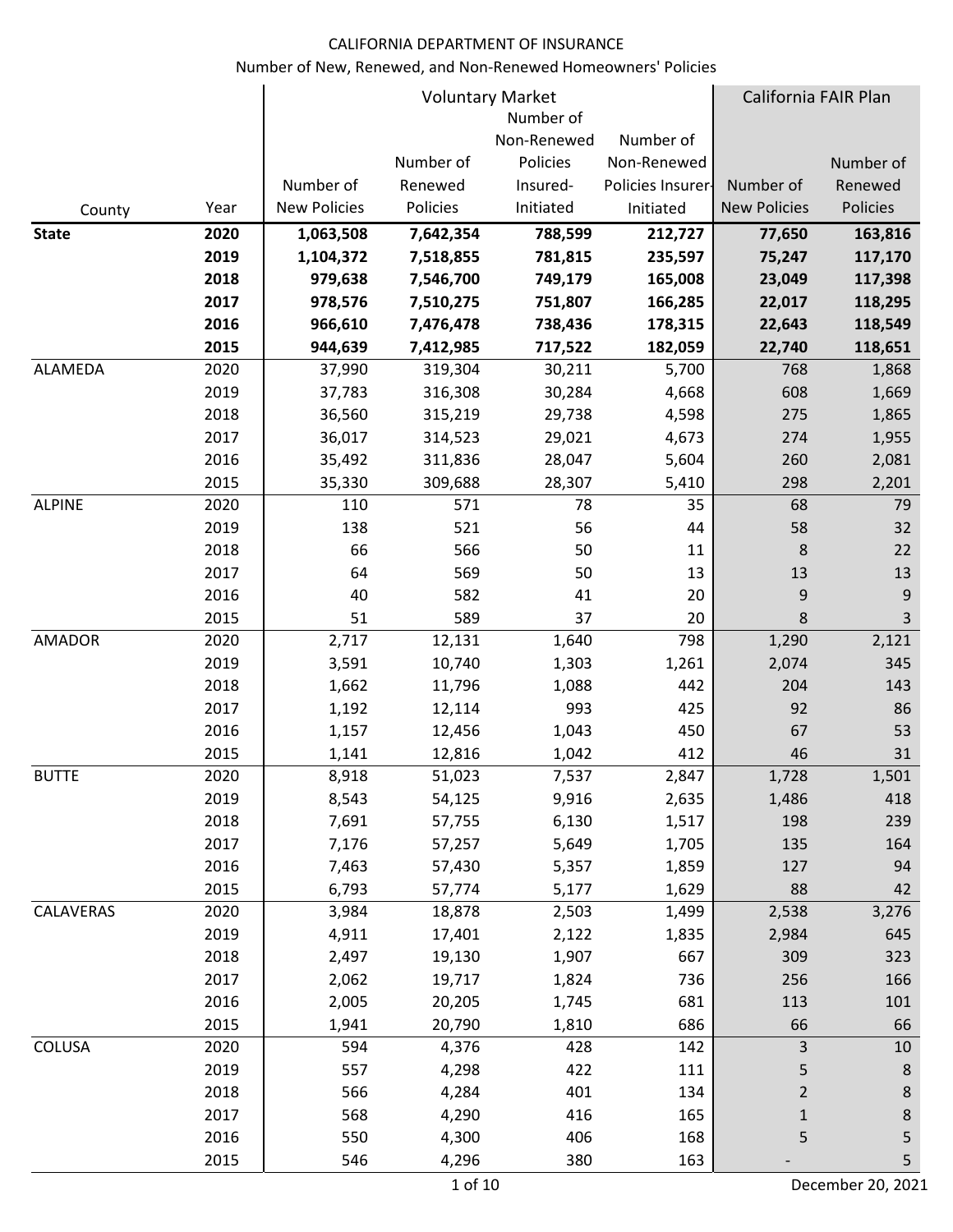CALIFORNIA DEPARTMENT OF INSURANCE

Number of New, Renewed, and Non-Renewed Homeowners' Policies

| | | Voluntary Market | | | | California FAIR Plan | |
|---|---|---|---|---|---|---|---|
| County | Year | Number of New Policies | Number of Renewed Policies | Number of Non-Renewed Policies Insured-Initiated | Number of Non-Renewed Policies Insurer-Initiated | Number of New Policies | Number of Renewed Policies |
| **State** | **2020** | **1,063,508** | **7,642,354** | **788,599** | **212,727** | **77,650** | **163,816** |
| | **2019** | **1,104,372** | **7,518,855** | **781,815** | **235,597** | **75,247** | **117,170** |
| | **2018** | **979,638** | **7,546,700** | **749,179** | **165,008** | **23,049** | **117,398** |
| | **2017** | **978,576** | **7,510,275** | **751,807** | **166,285** | **22,017** | **118,295** |
| | **2016** | **966,610** | **7,476,478** | **738,436** | **178,315** | **22,643** | **118,549** |
| | **2015** | **944,639** | **7,412,985** | **717,522** | **182,059** | **22,740** | **118,651** |
| ALAMEDA | 2020 | 37,990 | 319,304 | 30,211 | 5,700 | 768 | 1,868 |
| | 2019 | 37,783 | 316,308 | 30,284 | 4,668 | 608 | 1,669 |
| | 2018 | 36,560 | 315,219 | 29,738 | 4,598 | 275 | 1,865 |
| | 2017 | 36,017 | 314,523 | 29,021 | 4,673 | 274 | 1,955 |
| | 2016 | 35,492 | 311,836 | 28,047 | 5,604 | 260 | 2,081 |
| | 2015 | 35,330 | 309,688 | 28,307 | 5,410 | 298 | 2,201 |
| ALPINE | 2020 | 110 | 571 | 78 | 35 | 68 | 79 |
| | 2019 | 138 | 521 | 56 | 44 | 58 | 32 |
| | 2018 | 66 | 566 | 50 | 11 | 8 | 22 |
| | 2017 | 64 | 569 | 50 | 13 | 13 | 13 |
| | 2016 | 40 | 582 | 41 | 20 | 9 | 9 |
| | 2015 | 51 | 589 | 37 | 20 | 8 | 3 |
| AMADOR | 2020 | 2,717 | 12,131 | 1,640 | 798 | 1,290 | 2,121 |
| | 2019 | 3,591 | 10,740 | 1,303 | 1,261 | 2,074 | 345 |
| | 2018 | 1,662 | 11,796 | 1,088 | 442 | 204 | 143 |
| | 2017 | 1,192 | 12,114 | 993 | 425 | 92 | 86 |
| | 2016 | 1,157 | 12,456 | 1,043 | 450 | 67 | 53 |
| | 2015 | 1,141 | 12,816 | 1,042 | 412 | 46 | 31 |
| BUTTE | 2020 | 8,918 | 51,023 | 7,537 | 2,847 | 1,728 | 1,501 |
| | 2019 | 8,543 | 54,125 | 9,916 | 2,635 | 1,486 | 418 |
| | 2018 | 7,691 | 57,755 | 6,130 | 1,517 | 198 | 239 |
| | 2017 | 7,176 | 57,257 | 5,649 | 1,705 | 135 | 164 |
| | 2016 | 7,463 | 57,430 | 5,357 | 1,859 | 127 | 94 |
| | 2015 | 6,793 | 57,774 | 5,177 | 1,629 | 88 | 42 |
| CALAVERAS | 2020 | 3,984 | 18,878 | 2,503 | 1,499 | 2,538 | 3,276 |
| | 2019 | 4,911 | 17,401 | 2,122 | 1,835 | 2,984 | 645 |
| | 2018 | 2,497 | 19,130 | 1,907 | 667 | 309 | 323 |
| | 2017 | 2,062 | 19,717 | 1,824 | 736 | 256 | 166 |
| | 2016 | 2,005 | 20,205 | 1,745 | 681 | 113 | 101 |
| | 2015 | 1,941 | 20,790 | 1,810 | 686 | 66 | 66 |
| COLUSA | 2020 | 594 | 4,376 | 428 | 142 | 3 | 10 |
| | 2019 | 557 | 4,298 | 422 | 111 | 5 | 8 |
| | 2018 | 566 | 4,284 | 401 | 134 | 2 | 8 |
| | 2017 | 568 | 4,290 | 416 | 165 | 1 | 8 |
| | 2016 | 550 | 4,300 | 406 | 168 | 5 | 5 |
| | 2015 | 546 | 4,296 | 380 | 163 | - | 5 |

December 20, 2021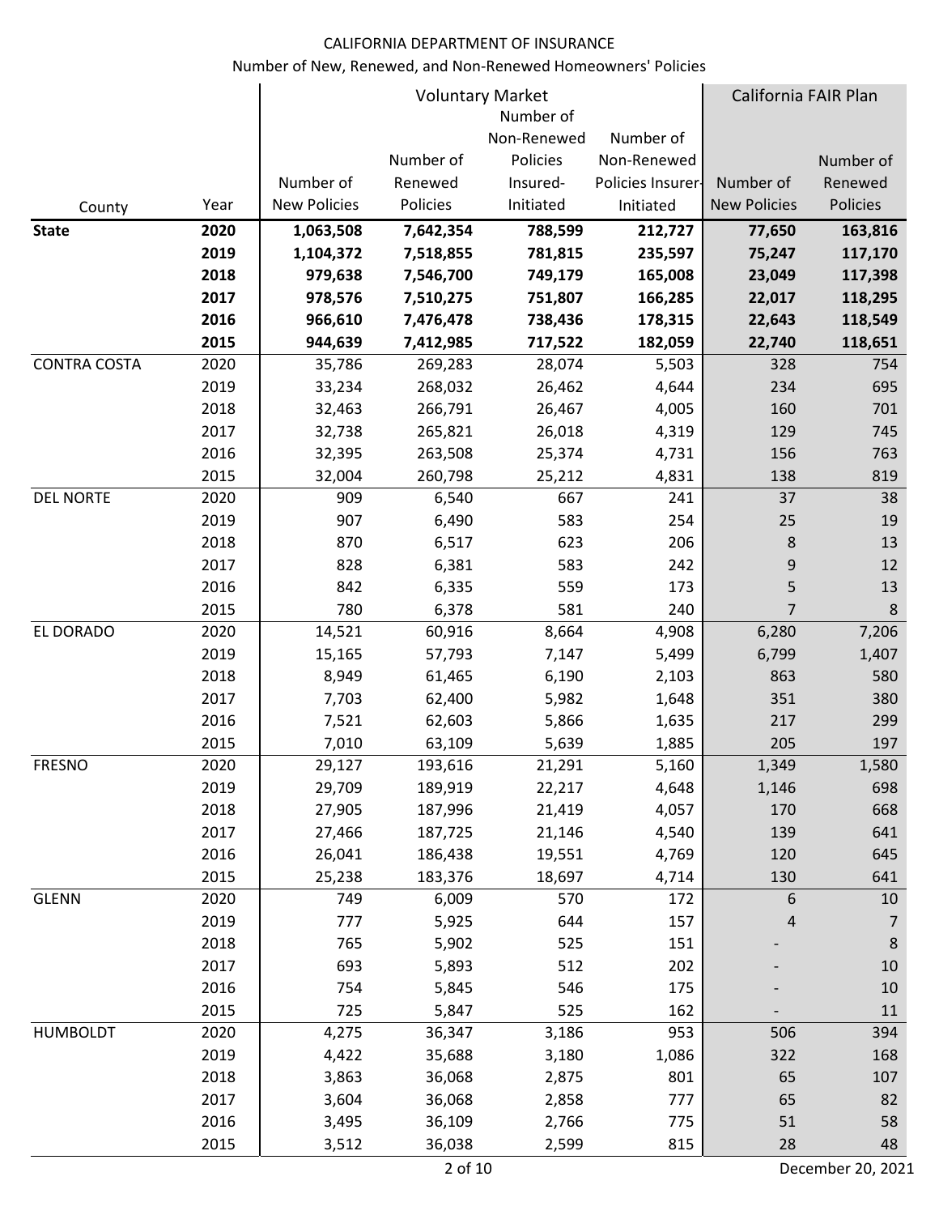CALIFORNIA DEPARTMENT OF INSURANCE

Number of New, Renewed, and Non-Renewed Homeowners' Policies

| | | Voluntary Market | | | | California FAIR Plan | |
|---|---|---|---|---|---|---|---|
| County | Year | Number of New Policies | Number of Renewed Policies | Number of Non-Renewed Policies Insured-Initiated | Number of Non-Renewed Policies Insurer-Initiated | Number of New Policies | Number of Renewed Policies |
| **State** | **2020** | **1,063,508** | **7,642,354** | **788,599** | **212,727** | **77,650** | **163,816** |
| | **2019** | **1,104,372** | **7,518,855** | **781,815** | **235,597** | **75,247** | **117,170** |
| | **2018** | **979,638** | **7,546,700** | **749,179** | **165,008** | **23,049** | **117,398** |
| | **2017** | **978,576** | **7,510,275** | **751,807** | **166,285** | **22,017** | **118,295** |
| | **2016** | **966,610** | **7,476,478** | **738,436** | **178,315** | **22,643** | **118,549** |
| | **2015** | **944,639** | **7,412,985** | **717,522** | **182,059** | **22,740** | **118,651** |
| CONTRA COSTA | 2020 | 35,786 | 269,283 | 28,074 | 5,503 | 328 | 754 |
| | 2019 | 33,234 | 268,032 | 26,462 | 4,644 | 234 | 695 |
| | 2018 | 32,463 | 266,791 | 26,467 | 4,005 | 160 | 701 |
| | 2017 | 32,738 | 265,821 | 26,018 | 4,319 | 129 | 745 |
| | 2016 | 32,395 | 263,508 | 25,374 | 4,731 | 156 | 763 |
| | 2015 | 32,004 | 260,798 | 25,212 | 4,831 | 138 | 819 |
| DEL NORTE | 2020 | 909 | 6,540 | 667 | 241 | 37 | 38 |
| | 2019 | 907 | 6,490 | 583 | 254 | 25 | 19 |
| | 2018 | 870 | 6,517 | 623 | 206 | 8 | 13 |
| | 2017 | 828 | 6,381 | 583 | 242 | 9 | 12 |
| | 2016 | 842 | 6,335 | 559 | 173 | 5 | 13 |
| | 2015 | 780 | 6,378 | 581 | 240 | 7 | 8 |
| EL DORADO | 2020 | 14,521 | 60,916 | 8,664 | 4,908 | 6,280 | 7,206 |
| | 2019 | 15,165 | 57,793 | 7,147 | 5,499 | 6,799 | 1,407 |
| | 2018 | 8,949 | 61,465 | 6,190 | 2,103 | 863 | 580 |
| | 2017 | 7,703 | 62,400 | 5,982 | 1,648 | 351 | 380 |
| | 2016 | 7,521 | 62,603 | 5,866 | 1,635 | 217 | 299 |
| | 2015 | 7,010 | 63,109 | 5,639 | 1,885 | 205 | 197 |
| FRESNO | 2020 | 29,127 | 193,616 | 21,291 | 5,160 | 1,349 | 1,580 |
| | 2019 | 29,709 | 189,919 | 22,217 | 4,648 | 1,146 | 698 |
| | 2018 | 27,905 | 187,996 | 21,419 | 4,057 | 170 | 668 |
| | 2017 | 27,466 | 187,725 | 21,146 | 4,540 | 139 | 641 |
| | 2016 | 26,041 | 186,438 | 19,551 | 4,769 | 120 | 645 |
| | 2015 | 25,238 | 183,376 | 18,697 | 4,714 | 130 | 641 |
| GLENN | 2020 | 749 | 6,009 | 570 | 172 | 6 | 10 |
| | 2019 | 777 | 5,925 | 644 | 157 | 4 | 7 |
| | 2018 | 765 | 5,902 | 525 | 151 | - | 8 |
| | 2017 | 693 | 5,893 | 512 | 202 | - | 10 |
| | 2016 | 754 | 5,845 | 546 | 175 | - | 10 |
| | 2015 | 725 | 5,847 | 525 | 162 | - | 11 |
| HUMBOLDT | 2020 | 4,275 | 36,347 | 3,186 | 953 | 506 | 394 |
| | 2019 | 4,422 | 35,688 | 3,180 | 1,086 | 322 | 168 |
| | 2018 | 3,863 | 36,068 | 2,875 | 801 | 65 | 107 |
| | 2017 | 3,604 | 36,068 | 2,858 | 777 | 65 | 82 |
| | 2016 | 3,495 | 36,109 | 2,766 | 775 | 51 | 58 |
| | 2015 | 3,512 | 36,038 | 2,599 | 815 | 28 | 48 |

December 20, 2021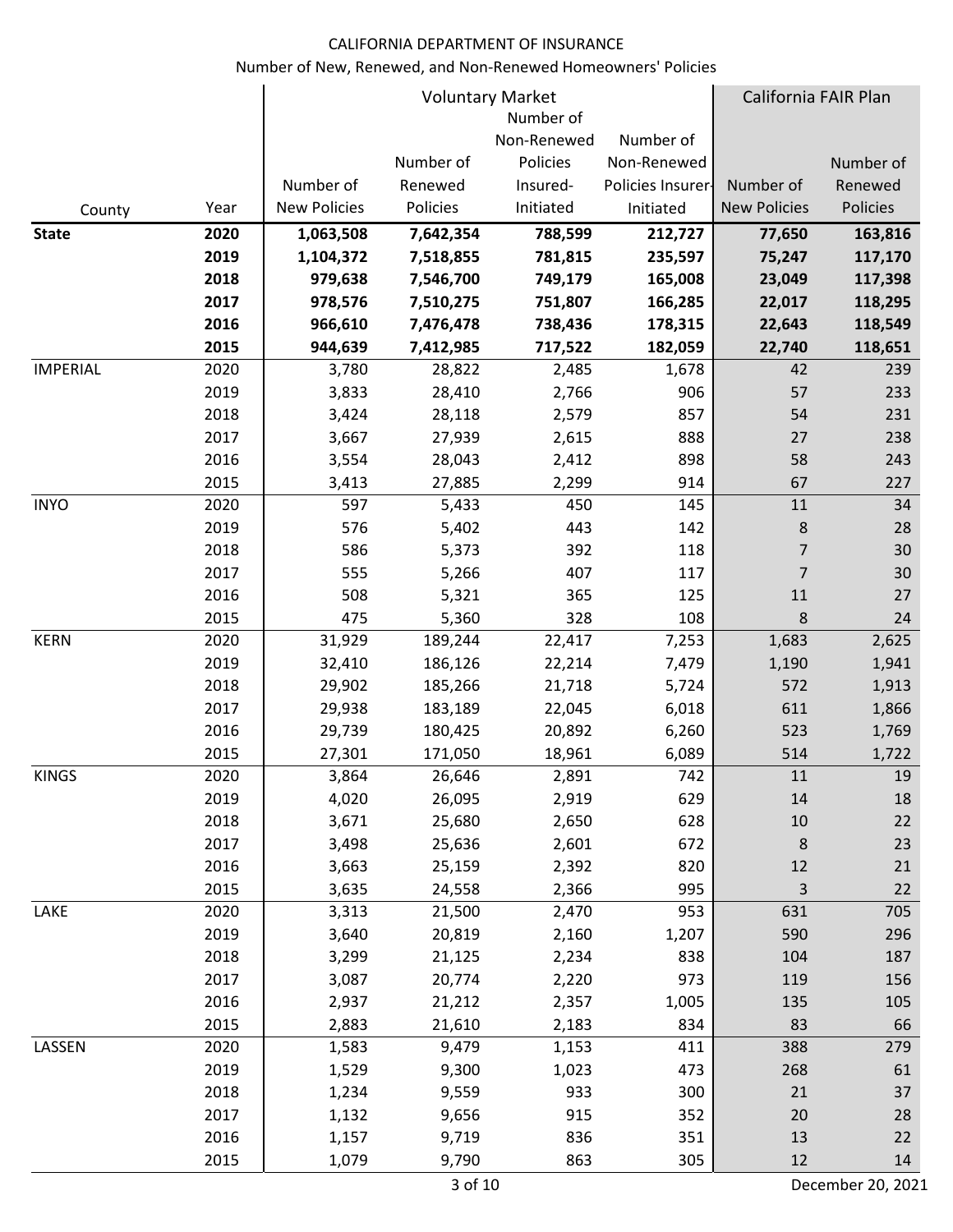CALIFORNIA DEPARTMENT OF INSURANCE

Number of New, Renewed, and Non-Renewed Homeowners' Policies

| | | Voluntary Market | | | | California FAIR Plan | |
|---|---|---|---|---|---|---|---|
| County | Year | Number of New Policies | Number of Renewed Policies | Number of Non-Renewed Policies Insured-Initiated | Number of Non-Renewed Policies Insurer-Initiated | Number of New Policies | Number of Renewed Policies |
| **State** | **2020** | **1,063,508** | **7,642,354** | **788,599** | **212,727** | **77,650** | **163,816** |
| | **2019** | **1,104,372** | **7,518,855** | **781,815** | **235,597** | **75,247** | **117,170** |
| | **2018** | **979,638** | **7,546,700** | **749,179** | **165,008** | **23,049** | **117,398** |
| | **2017** | **978,576** | **7,510,275** | **751,807** | **166,285** | **22,017** | **118,295** |
| | **2016** | **966,610** | **7,476,478** | **738,436** | **178,315** | **22,643** | **118,549** |
| | **2015** | **944,639** | **7,412,985** | **717,522** | **182,059** | **22,740** | **118,651** |
| IMPERIAL | 2020 | 3,780 | 28,822 | 2,485 | 1,678 | 42 | 239 |
| | 2019 | 3,833 | 28,410 | 2,766 | 906 | 57 | 233 |
| | 2018 | 3,424 | 28,118 | 2,579 | 857 | 54 | 231 |
| | 2017 | 3,667 | 27,939 | 2,615 | 888 | 27 | 238 |
| | 2016 | 3,554 | 28,043 | 2,412 | 898 | 58 | 243 |
| | 2015 | 3,413 | 27,885 | 2,299 | 914 | 67 | 227 |
| INYO | 2020 | 597 | 5,433 | 450 | 145 | 11 | 34 |
| | 2019 | 576 | 5,402 | 443 | 142 | 8 | 28 |
| | 2018 | 586 | 5,373 | 392 | 118 | 7 | 30 |
| | 2017 | 555 | 5,266 | 407 | 117 | 7 | 30 |
| | 2016 | 508 | 5,321 | 365 | 125 | 11 | 27 |
| | 2015 | 475 | 5,360 | 328 | 108 | 8 | 24 |
| KERN | 2020 | 31,929 | 189,244 | 22,417 | 7,253 | 1,683 | 2,625 |
| | 2019 | 32,410 | 186,126 | 22,214 | 7,479 | 1,190 | 1,941 |
| | 2018 | 29,902 | 185,266 | 21,718 | 5,724 | 572 | 1,913 |
| | 2017 | 29,938 | 183,189 | 22,045 | 6,018 | 611 | 1,866 |
| | 2016 | 29,739 | 180,425 | 20,892 | 6,260 | 523 | 1,769 |
| | 2015 | 27,301 | 171,050 | 18,961 | 6,089 | 514 | 1,722 |
| KINGS | 2020 | 3,864 | 26,646 | 2,891 | 742 | 11 | 19 |
| | 2019 | 4,020 | 26,095 | 2,919 | 629 | 14 | 18 |
| | 2018 | 3,671 | 25,680 | 2,650 | 628 | 10 | 22 |
| | 2017 | 3,498 | 25,636 | 2,601 | 672 | 8 | 23 |
| | 2016 | 3,663 | 25,159 | 2,392 | 820 | 12 | 21 |
| | 2015 | 3,635 | 24,558 | 2,366 | 995 | 3 | 22 |
| LAKE | 2020 | 3,313 | 21,500 | 2,470 | 953 | 631 | 705 |
| | 2019 | 3,640 | 20,819 | 2,160 | 1,207 | 590 | 296 |
| | 2018 | 3,299 | 21,125 | 2,234 | 838 | 104 | 187 |
| | 2017 | 3,087 | 20,774 | 2,220 | 973 | 119 | 156 |
| | 2016 | 2,937 | 21,212 | 2,357 | 1,005 | 135 | 105 |
| | 2015 | 2,883 | 21,610 | 2,183 | 834 | 83 | 66 |
| LASSEN | 2020 | 1,583 | 9,479 | 1,153 | 411 | 388 | 279 |
| | 2019 | 1,529 | 9,300 | 1,023 | 473 | 268 | 61 |
| | 2018 | 1,234 | 9,559 | 933 | 300 | 21 | 37 |
| | 2017 | 1,132 | 9,656 | 915 | 352 | 20 | 28 |
| | 2016 | 1,157 | 9,719 | 836 | 351 | 13 | 22 |
| | 2015 | 1,079 | 9,790 | 863 | 305 | 12 | 14 |

December 20, 2021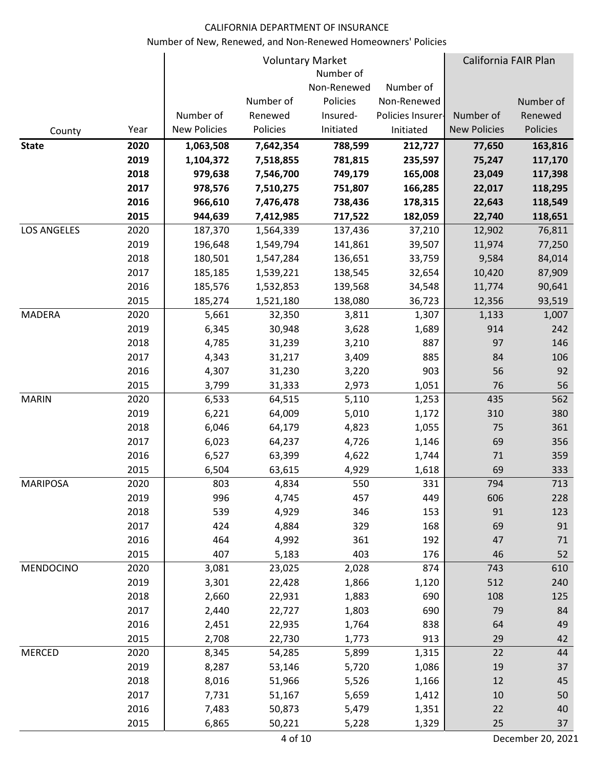CALIFORNIA DEPARTMENT OF INSURANCE

Number of New, Renewed, and Non-Renewed Homeowners' Policies

| County | Year | Voluntary Market | | | | California FAIR Plan | |
|---|---|---|---|---|---|---|---|
| | | Number of New Policies | Number of Renewed Policies | Number of Non-Renewed Policies Insured-Initiated | Number of Non-Renewed Policies Insurer-Initiated | Number of New Policies | Number of Renewed Policies |
| **State** | **2020** | **1,063,508** | **7,642,354** | **788,599** | **212,727** | **77,650** | **163,816** |
| | **2019** | **1,104,372** | **7,518,855** | **781,815** | **235,597** | **75,247** | **117,170** |
| | **2018** | **979,638** | **7,546,700** | **749,179** | **165,008** | **23,049** | **117,398** |
| | **2017** | **978,576** | **7,510,275** | **751,807** | **166,285** | **22,017** | **118,295** |
| | **2016** | **966,610** | **7,476,478** | **738,436** | **178,315** | **22,643** | **118,549** |
| | **2015** | **944,639** | **7,412,985** | **717,522** | **182,059** | **22,740** | **118,651** |
| LOS ANGELES | 2020 | 187,370 | 1,564,339 | 137,436 | 37,210 | 12,902 | 76,811 |
| | 2019 | 196,648 | 1,549,794 | 141,861 | 39,507 | 11,974 | 77,250 |
| | 2018 | 180,501 | 1,547,284 | 136,651 | 33,759 | 9,584 | 84,014 |
| | 2017 | 185,185 | 1,539,221 | 138,545 | 32,654 | 10,420 | 87,909 |
| | 2016 | 185,576 | 1,532,853 | 139,568 | 34,548 | 11,774 | 90,641 |
| | 2015 | 185,274 | 1,521,180 | 138,080 | 36,723 | 12,356 | 93,519 |
| MADERA | 2020 | 5,661 | 32,350 | 3,811 | 1,307 | 1,133 | 1,007 |
| | 2019 | 6,345 | 30,948 | 3,628 | 1,689 | 914 | 242 |
| | 2018 | 4,785 | 31,239 | 3,210 | 887 | 97 | 146 |
| | 2017 | 4,343 | 31,217 | 3,409 | 885 | 84 | 106 |
| | 2016 | 4,307 | 31,230 | 3,220 | 903 | 56 | 92 |
| | 2015 | 3,799 | 31,333 | 2,973 | 1,051 | 76 | 56 |
| MARIN | 2020 | 6,533 | 64,515 | 5,110 | 1,253 | 435 | 562 |
| | 2019 | 6,221 | 64,009 | 5,010 | 1,172 | 310 | 380 |
| | 2018 | 6,046 | 64,179 | 4,823 | 1,055 | 75 | 361 |
| | 2017 | 6,023 | 64,237 | 4,726 | 1,146 | 69 | 356 |
| | 2016 | 6,527 | 63,399 | 4,622 | 1,744 | 71 | 359 |
| | 2015 | 6,504 | 63,615 | 4,929 | 1,618 | 69 | 333 |
| MARIPOSA | 2020 | 803 | 4,834 | 550 | 331 | 794 | 713 |
| | 2019 | 996 | 4,745 | 457 | 449 | 606 | 228 |
| | 2018 | 539 | 4,929 | 346 | 153 | 91 | 123 |
| | 2017 | 424 | 4,884 | 329 | 168 | 69 | 91 |
| | 2016 | 464 | 4,992 | 361 | 192 | 47 | 71 |
| | 2015 | 407 | 5,183 | 403 | 176 | 46 | 52 |
| MENDOCINO | 2020 | 3,081 | 23,025 | 2,028 | 874 | 743 | 610 |
| | 2019 | 3,301 | 22,428 | 1,866 | 1,120 | 512 | 240 |
| | 2018 | 2,660 | 22,931 | 1,883 | 690 | 108 | 125 |
| | 2017 | 2,440 | 22,727 | 1,803 | 690 | 79 | 84 |
| | 2016 | 2,451 | 22,935 | 1,764 | 838 | 64 | 49 |
| | 2015 | 2,708 | 22,730 | 1,773 | 913 | 29 | 42 |
| MERCED | 2020 | 8,345 | 54,285 | 5,899 | 1,315 | 22 | 44 |
| | 2019 | 8,287 | 53,146 | 5,720 | 1,086 | 19 | 37 |
| | 2018 | 8,016 | 51,966 | 5,526 | 1,166 | 12 | 45 |
| | 2017 | 7,731 | 51,167 | 5,659 | 1,412 | 10 | 50 |
| | 2016 | 7,483 | 50,873 | 5,479 | 1,351 | 22 | 40 |
| | 2015 | 6,865 | 50,221 | 5,228 | 1,329 | 25 | 37 |

December 20, 2021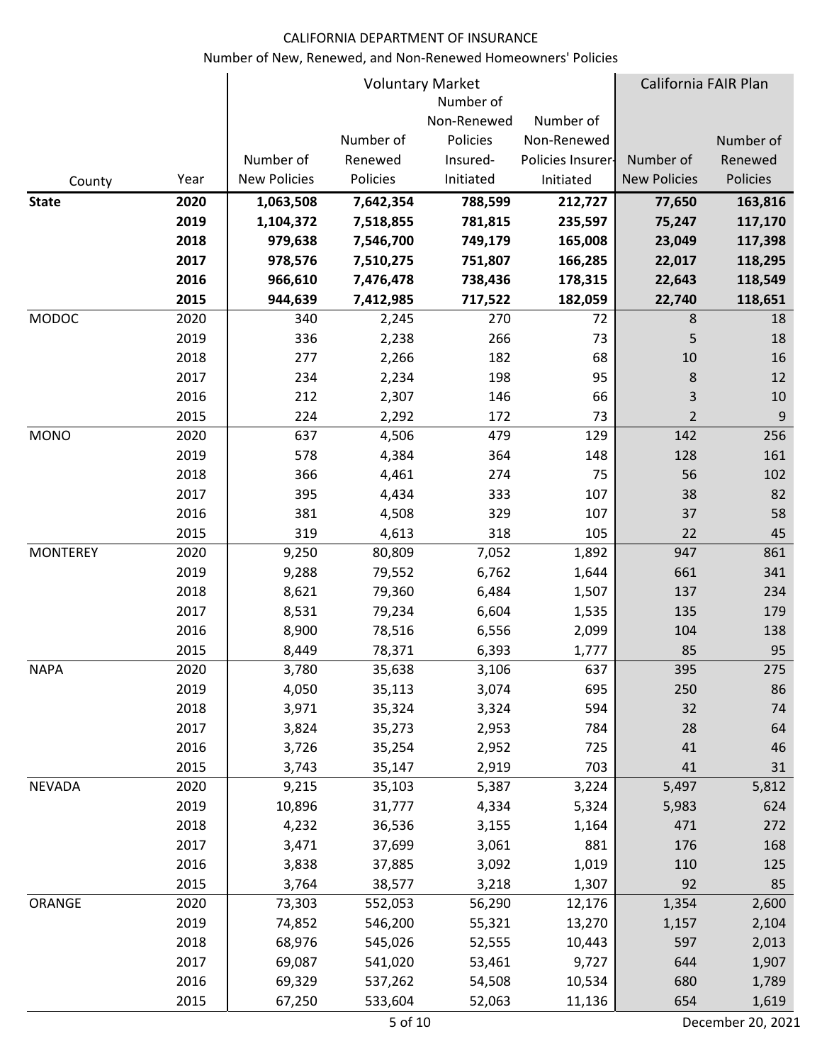CALIFORNIA DEPARTMENT OF INSURANCE

Number of New, Renewed, and Non-Renewed Homeowners' Policies

| | | Voluntary Market | | | | California FAIR Plan | |
|---|---|---|---|---|---|---|---|
| County | Year | Number of New Policies | Number of Renewed Policies | Number of Non-Renewed Policies Insured-Initiated | Number of Non-Renewed Policies Insurer-Initiated | Number of New Policies | Number of Renewed Policies |
| **State** | **2020** | **1,063,508** | **7,642,354** | **788,599** | **212,727** | **77,650** | **163,816** |
| | **2019** | **1,104,372** | **7,518,855** | **781,815** | **235,597** | **75,247** | **117,170** |
| | **2018** | **979,638** | **7,546,700** | **749,179** | **165,008** | **23,049** | **117,398** |
| | **2017** | **978,576** | **7,510,275** | **751,807** | **166,285** | **22,017** | **118,295** |
| | **2016** | **966,610** | **7,476,478** | **738,436** | **178,315** | **22,643** | **118,549** |
| | **2015** | **944,639** | **7,412,985** | **717,522** | **182,059** | **22,740** | **118,651** |
| MODOC | 2020 | 340 | 2,245 | 270 | 72 | 8 | 18 |
| | 2019 | 336 | 2,238 | 266 | 73 | 5 | 18 |
| | 2018 | 277 | 2,266 | 182 | 68 | 10 | 16 |
| | 2017 | 234 | 2,234 | 198 | 95 | 8 | 12 |
| | 2016 | 212 | 2,307 | 146 | 66 | 3 | 10 |
| | 2015 | 224 | 2,292 | 172 | 73 | 2 | 9 |
| MONO | 2020 | 637 | 4,506 | 479 | 129 | 142 | 256 |
| | 2019 | 578 | 4,384 | 364 | 148 | 128 | 161 |
| | 2018 | 366 | 4,461 | 274 | 75 | 56 | 102 |
| | 2017 | 395 | 4,434 | 333 | 107 | 38 | 82 |
| | 2016 | 381 | 4,508 | 329 | 107 | 37 | 58 |
| | 2015 | 319 | 4,613 | 318 | 105 | 22 | 45 |
| MONTEREY | 2020 | 9,250 | 80,809 | 7,052 | 1,892 | 947 | 861 |
| | 2019 | 9,288 | 79,552 | 6,762 | 1,644 | 661 | 341 |
| | 2018 | 8,621 | 79,360 | 6,484 | 1,507 | 137 | 234 |
| | 2017 | 8,531 | 79,234 | 6,604 | 1,535 | 135 | 179 |
| | 2016 | 8,900 | 78,516 | 6,556 | 2,099 | 104 | 138 |
| | 2015 | 8,449 | 78,371 | 6,393 | 1,777 | 85 | 95 |
| NAPA | 2020 | 3,780 | 35,638 | 3,106 | 637 | 395 | 275 |
| | 2019 | 4,050 | 35,113 | 3,074 | 695 | 250 | 86 |
| | 2018 | 3,971 | 35,324 | 3,324 | 594 | 32 | 74 |
| | 2017 | 3,824 | 35,273 | 2,953 | 784 | 28 | 64 |
| | 2016 | 3,726 | 35,254 | 2,952 | 725 | 41 | 46 |
| | 2015 | 3,743 | 35,147 | 2,919 | 703 | 41 | 31 |
| NEVADA | 2020 | 9,215 | 35,103 | 5,387 | 3,224 | 5,497 | 5,812 |
| | 2019 | 10,896 | 31,777 | 4,334 | 5,324 | 5,983 | 624 |
| | 2018 | 4,232 | 36,536 | 3,155 | 1,164 | 471 | 272 |
| | 2017 | 3,471 | 37,699 | 3,061 | 881 | 176 | 168 |
| | 2016 | 3,838 | 37,885 | 3,092 | 1,019 | 110 | 125 |
| | 2015 | 3,764 | 38,577 | 3,218 | 1,307 | 92 | 85 |
| ORANGE | 2020 | 73,303 | 552,053 | 56,290 | 12,176 | 1,354 | 2,600 |
| | 2019 | 74,852 | 546,200 | 55,321 | 13,270 | 1,157 | 2,104 |
| | 2018 | 68,976 | 545,026 | 52,555 | 10,443 | 597 | 2,013 |
| | 2017 | 69,087 | 541,020 | 53,461 | 9,727 | 644 | 1,907 |
| | 2016 | 69,329 | 537,262 | 54,508 | 10,534 | 680 | 1,789 |
| | 2015 | 67,250 | 533,604 | 52,063 | 11,136 | 654 | 1,619 |

December 20, 2021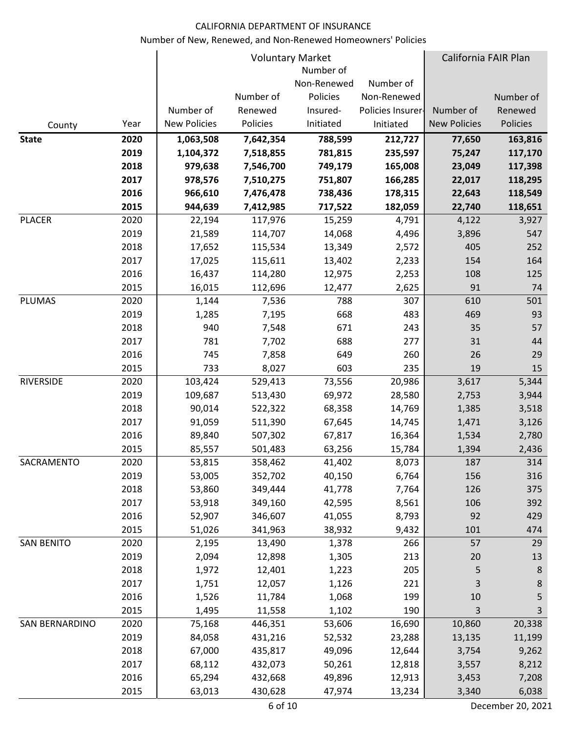CALIFORNIA DEPARTMENT OF INSURANCE

Number of New, Renewed, and Non-Renewed Homeowners' Policies

| | | Voluntary Market | | | | California FAIR Plan | |
|---|---|---|---|---|---|---|---|
| County | Year | Number of New Policies | Number of Renewed Policies | Number of Non-Renewed Policies Insured-Initiated | Number of Non-Renewed Policies Insurer-Initiated | Number of New Policies | Number of Renewed Policies |
| **State** | **2020** | **1,063,508** | **7,642,354** | **788,599** | **212,727** | **77,650** | **163,816** |
| | **2019** | **1,104,372** | **7,518,855** | **781,815** | **235,597** | **75,247** | **117,170** |
| | **2018** | **979,638** | **7,546,700** | **749,179** | **165,008** | **23,049** | **117,398** |
| | **2017** | **978,576** | **7,510,275** | **751,807** | **166,285** | **22,017** | **118,295** |
| | **2016** | **966,610** | **7,476,478** | **738,436** | **178,315** | **22,643** | **118,549** |
| | **2015** | **944,639** | **7,412,985** | **717,522** | **182,059** | **22,740** | **118,651** |
| PLACER | 2020 | 22,194 | 117,976 | 15,259 | 4,791 | 4,122 | 3,927 |
| | 2019 | 21,589 | 114,707 | 14,068 | 4,496 | 3,896 | 547 |
| | 2018 | 17,652 | 115,534 | 13,349 | 2,572 | 405 | 252 |
| | 2017 | 17,025 | 115,611 | 13,402 | 2,233 | 154 | 164 |
| | 2016 | 16,437 | 114,280 | 12,975 | 2,253 | 108 | 125 |
| | 2015 | 16,015 | 112,696 | 12,477 | 2,625 | 91 | 74 |
| PLUMAS | 2020 | 1,144 | 7,536 | 788 | 307 | 610 | 501 |
| | 2019 | 1,285 | 7,195 | 668 | 483 | 469 | 93 |
| | 2018 | 940 | 7,548 | 671 | 243 | 35 | 57 |
| | 2017 | 781 | 7,702 | 688 | 277 | 31 | 44 |
| | 2016 | 745 | 7,858 | 649 | 260 | 26 | 29 |
| | 2015 | 733 | 8,027 | 603 | 235 | 19 | 15 |
| RIVERSIDE | 2020 | 103,424 | 529,413 | 73,556 | 20,986 | 3,617 | 5,344 |
| | 2019 | 109,687 | 513,430 | 69,972 | 28,580 | 2,753 | 3,944 |
| | 2018 | 90,014 | 522,322 | 68,358 | 14,769 | 1,385 | 3,518 |
| | 2017 | 91,059 | 511,390 | 67,645 | 14,745 | 1,471 | 3,126 |
| | 2016 | 89,840 | 507,302 | 67,817 | 16,364 | 1,534 | 2,780 |
| | 2015 | 85,557 | 501,483 | 63,256 | 15,784 | 1,394 | 2,436 |
| SACRAMENTO | 2020 | 53,815 | 358,462 | 41,402 | 8,073 | 187 | 314 |
| | 2019 | 53,005 | 352,702 | 40,150 | 6,764 | 156 | 316 |
| | 2018 | 53,860 | 349,444 | 41,778 | 7,764 | 126 | 375 |
| | 2017 | 53,918 | 349,160 | 42,595 | 8,561 | 106 | 392 |
| | 2016 | 52,907 | 346,607 | 41,055 | 8,793 | 92 | 429 |
| | 2015 | 51,026 | 341,963 | 38,932 | 9,432 | 101 | 474 |
| SAN BENITO | 2020 | 2,195 | 13,490 | 1,378 | 266 | 57 | 29 |
| | 2019 | 2,094 | 12,898 | 1,305 | 213 | 20 | 13 |
| | 2018 | 1,972 | 12,401 | 1,223 | 205 | 5 | 8 |
| | 2017 | 1,751 | 12,057 | 1,126 | 221 | 3 | 8 |
| | 2016 | 1,526 | 11,784 | 1,068 | 199 | 10 | 5 |
| | 2015 | 1,495 | 11,558 | 1,102 | 190 | 3 | 3 |
| SAN BERNARDINO | 2020 | 75,168 | 446,351 | 53,606 | 16,690 | 10,860 | 20,338 |
| | 2019 | 84,058 | 431,216 | 52,532 | 23,288 | 13,135 | 11,199 |
| | 2018 | 67,000 | 435,817 | 49,096 | 12,644 | 3,754 | 9,262 |
| | 2017 | 68,112 | 432,073 | 50,261 | 12,818 | 3,557 | 8,212 |
| | 2016 | 65,294 | 432,668 | 49,896 | 12,913 | 3,453 | 7,208 |
| | 2015 | 63,013 | 430,628 | 47,974 | 13,234 | 3,340 | 6,038 |

December 20, 2021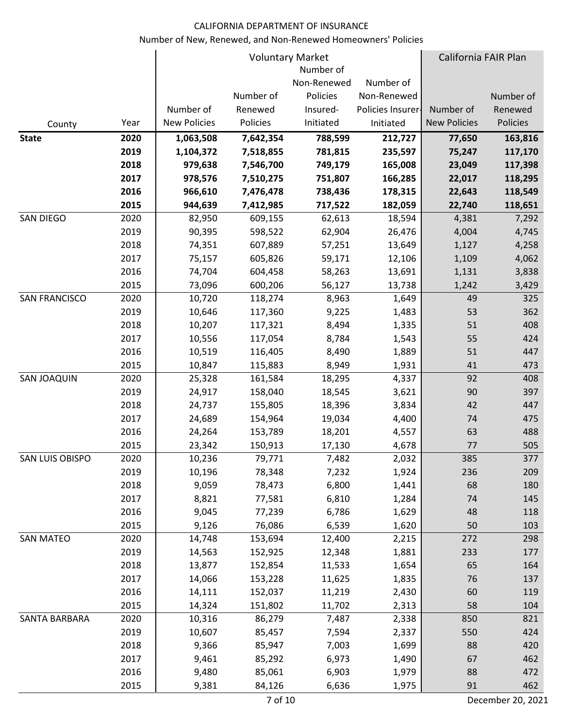CALIFORNIA DEPARTMENT OF INSURANCE

Number of New, Renewed, and Non-Renewed Homeowners' Policies

| County | Year | Voluntary Market | | | | California FAIR Plan | |
|---|---|---|---|---|---|---|---|
| | | Number of New Policies | Number of Renewed Policies | Number of Non-Renewed Policies Insured-Initiated | Number of Non-Renewed Policies Insurer-Initiated | Number of New Policies | Number of Renewed Policies |
| **State** | **2020** | **1,063,508** | **7,642,354** | **788,599** | **212,727** | **77,650** | **163,816** |
| | **2019** | **1,104,372** | **7,518,855** | **781,815** | **235,597** | **75,247** | **117,170** |
| | **2018** | **979,638** | **7,546,700** | **749,179** | **165,008** | **23,049** | **117,398** |
| | **2017** | **978,576** | **7,510,275** | **751,807** | **166,285** | **22,017** | **118,295** |
| | **2016** | **966,610** | **7,476,478** | **738,436** | **178,315** | **22,643** | **118,549** |
| | **2015** | **944,639** | **7,412,985** | **717,522** | **182,059** | **22,740** | **118,651** |
| SAN DIEGO | 2020 | 82,950 | 609,155 | 62,613 | 18,594 | 4,381 | 7,292 |
| | 2019 | 90,395 | 598,522 | 62,904 | 26,476 | 4,004 | 4,745 |
| | 2018 | 74,351 | 607,889 | 57,251 | 13,649 | 1,127 | 4,258 |
| | 2017 | 75,157 | 605,826 | 59,171 | 12,106 | 1,109 | 4,062 |
| | 2016 | 74,704 | 604,458 | 58,263 | 13,691 | 1,131 | 3,838 |
| | 2015 | 73,096 | 600,206 | 56,127 | 13,738 | 1,242 | 3,429 |
| SAN FRANCISCO | 2020 | 10,720 | 118,274 | 8,963 | 1,649 | 49 | 325 |
| | 2019 | 10,646 | 117,360 | 9,225 | 1,483 | 53 | 362 |
| | 2018 | 10,207 | 117,321 | 8,494 | 1,335 | 51 | 408 |
| | 2017 | 10,556 | 117,054 | 8,784 | 1,543 | 55 | 424 |
| | 2016 | 10,519 | 116,405 | 8,490 | 1,889 | 51 | 447 |
| | 2015 | 10,847 | 115,883 | 8,949 | 1,931 | 41 | 473 |
| SAN JOAQUIN | 2020 | 25,328 | 161,584 | 18,295 | 4,337 | 92 | 408 |
| | 2019 | 24,917 | 158,040 | 18,545 | 3,621 | 90 | 397 |
| | 2018 | 24,737 | 155,805 | 18,396 | 3,834 | 42 | 447 |
| | 2017 | 24,689 | 154,964 | 19,034 | 4,400 | 74 | 475 |
| | 2016 | 24,264 | 153,789 | 18,201 | 4,557 | 63 | 488 |
| | 2015 | 23,342 | 150,913 | 17,130 | 4,678 | 77 | 505 |
| SAN LUIS OBISPO | 2020 | 10,236 | 79,771 | 7,482 | 2,032 | 385 | 377 |
| | 2019 | 10,196 | 78,348 | 7,232 | 1,924 | 236 | 209 |
| | 2018 | 9,059 | 78,473 | 6,800 | 1,441 | 68 | 180 |
| | 2017 | 8,821 | 77,581 | 6,810 | 1,284 | 74 | 145 |
| | 2016 | 9,045 | 77,239 | 6,786 | 1,629 | 48 | 118 |
| | 2015 | 9,126 | 76,086 | 6,539 | 1,620 | 50 | 103 |
| SAN MATEO | 2020 | 14,748 | 153,694 | 12,400 | 2,215 | 272 | 298 |
| | 2019 | 14,563 | 152,925 | 12,348 | 1,881 | 233 | 177 |
| | 2018 | 13,877 | 152,854 | 11,533 | 1,654 | 65 | 164 |
| | 2017 | 14,066 | 153,228 | 11,625 | 1,835 | 76 | 137 |
| | 2016 | 14,111 | 152,037 | 11,219 | 2,430 | 60 | 119 |
| | 2015 | 14,324 | 151,802 | 11,702 | 2,313 | 58 | 104 |
| SANTA BARBARA | 2020 | 10,316 | 86,279 | 7,487 | 2,338 | 850 | 821 |
| | 2019 | 10,607 | 85,457 | 7,594 | 2,337 | 550 | 424 |
| | 2018 | 9,366 | 85,947 | 7,003 | 1,699 | 88 | 420 |
| | 2017 | 9,461 | 85,292 | 6,973 | 1,490 | 67 | 462 |
| | 2016 | 9,480 | 85,061 | 6,903 | 1,979 | 88 | 472 |
| | 2015 | 9,381 | 84,126 | 6,636 | 1,975 | 91 | 462 |

December 20, 2021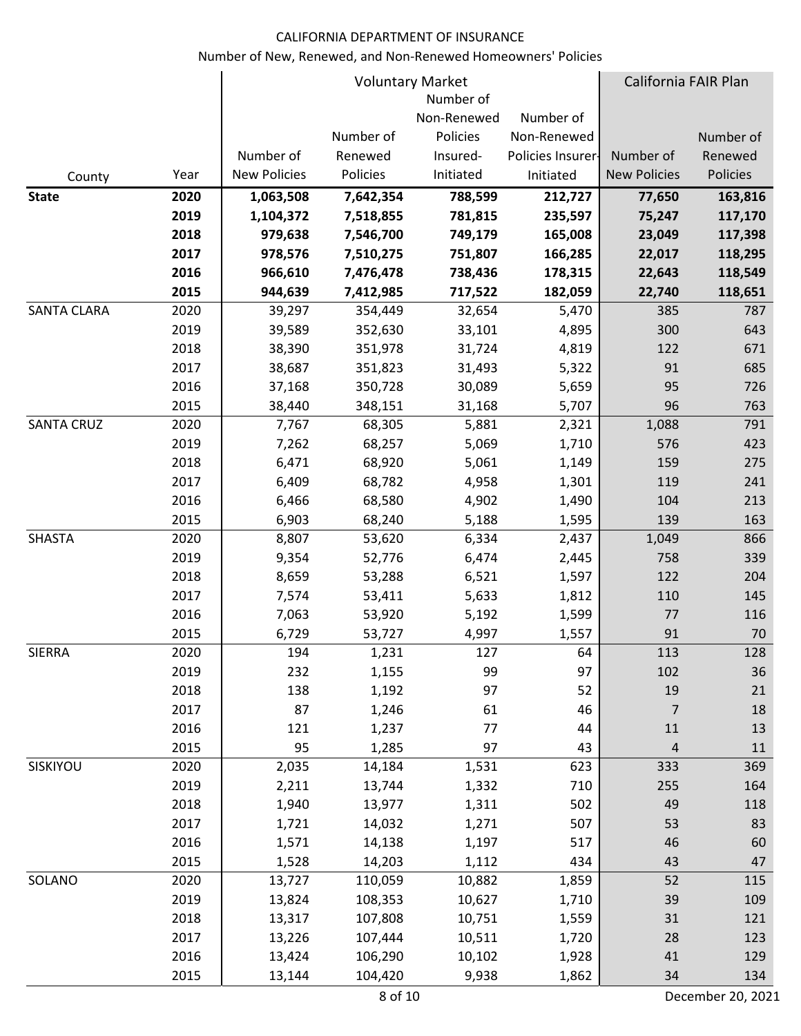CALIFORNIA DEPARTMENT OF INSURANCE

Number of New, Renewed, and Non-Renewed Homeowners' Policies

| County | Year | Voluntary Market | | | | California FAIR Plan | |
|---|---|---|---|---|---|---|---|
| | | Number of New Policies | Number of Renewed Policies | Number of Non-Renewed Policies Insured-Initiated | Number of Non-Renewed Policies Insurer-Initiated | Number of New Policies | Number of Renewed Policies |
| **State** | **2020** | **1,063,508** | **7,642,354** | **788,599** | **212,727** | **77,650** | **163,816** |
| | **2019** | **1,104,372** | **7,518,855** | **781,815** | **235,597** | **75,247** | **117,170** |
| | **2018** | **979,638** | **7,546,700** | **749,179** | **165,008** | **23,049** | **117,398** |
| | **2017** | **978,576** | **7,510,275** | **751,807** | **166,285** | **22,017** | **118,295** |
| | **2016** | **966,610** | **7,476,478** | **738,436** | **178,315** | **22,643** | **118,549** |
| | **2015** | **944,639** | **7,412,985** | **717,522** | **182,059** | **22,740** | **118,651** |
| SANTA CLARA | 2020 | 39,297 | 354,449 | 32,654 | 5,470 | 385 | 787 |
| | 2019 | 39,589 | 352,630 | 33,101 | 4,895 | 300 | 643 |
| | 2018 | 38,390 | 351,978 | 31,724 | 4,819 | 122 | 671 |
| | 2017 | 38,687 | 351,823 | 31,493 | 5,322 | 91 | 685 |
| | 2016 | 37,168 | 350,728 | 30,089 | 5,659 | 95 | 726 |
| | 2015 | 38,440 | 348,151 | 31,168 | 5,707 | 96 | 763 |
| SANTA CRUZ | 2020 | 7,767 | 68,305 | 5,881 | 2,321 | 1,088 | 791 |
| | 2019 | 7,262 | 68,257 | 5,069 | 1,710 | 576 | 423 |
| | 2018 | 6,471 | 68,920 | 5,061 | 1,149 | 159 | 275 |
| | 2017 | 6,409 | 68,782 | 4,958 | 1,301 | 119 | 241 |
| | 2016 | 6,466 | 68,580 | 4,902 | 1,490 | 104 | 213 |
| | 2015 | 6,903 | 68,240 | 5,188 | 1,595 | 139 | 163 |
| SHASTA | 2020 | 8,807 | 53,620 | 6,334 | 2,437 | 1,049 | 866 |
| | 2019 | 9,354 | 52,776 | 6,474 | 2,445 | 758 | 339 |
| | 2018 | 8,659 | 53,288 | 6,521 | 1,597 | 122 | 204 |
| | 2017 | 7,574 | 53,411 | 5,633 | 1,812 | 110 | 145 |
| | 2016 | 7,063 | 53,920 | 5,192 | 1,599 | 77 | 116 |
| | 2015 | 6,729 | 53,727 | 4,997 | 1,557 | 91 | 70 |
| SIERRA | 2020 | 194 | 1,231 | 127 | 64 | 113 | 128 |
| | 2019 | 232 | 1,155 | 99 | 97 | 102 | 36 |
| | 2018 | 138 | 1,192 | 97 | 52 | 19 | 21 |
| | 2017 | 87 | 1,246 | 61 | 46 | 7 | 18 |
| | 2016 | 121 | 1,237 | 77 | 44 | 11 | 13 |
| | 2015 | 95 | 1,285 | 97 | 43 | 4 | 11 |
| SISKIYOU | 2020 | 2,035 | 14,184 | 1,531 | 623 | 333 | 369 |
| | 2019 | 2,211 | 13,744 | 1,332 | 710 | 255 | 164 |
| | 2018 | 1,940 | 13,977 | 1,311 | 502 | 49 | 118 |
| | 2017 | 1,721 | 14,032 | 1,271 | 507 | 53 | 83 |
| | 2016 | 1,571 | 14,138 | 1,197 | 517 | 46 | 60 |
| | 2015 | 1,528 | 14,203 | 1,112 | 434 | 43 | 47 |
| SOLANO | 2020 | 13,727 | 110,059 | 10,882 | 1,859 | 52 | 115 |
| | 2019 | 13,824 | 108,353 | 10,627 | 1,710 | 39 | 109 |
| | 2018 | 13,317 | 107,808 | 10,751 | 1,559 | 31 | 121 |
| | 2017 | 13,226 | 107,444 | 10,511 | 1,720 | 28 | 123 |
| | 2016 | 13,424 | 106,290 | 10,102 | 1,928 | 41 | 129 |
| | 2015 | 13,144 | 104,420 | 9,938 | 1,862 | 34 | 134 |

December 20, 2021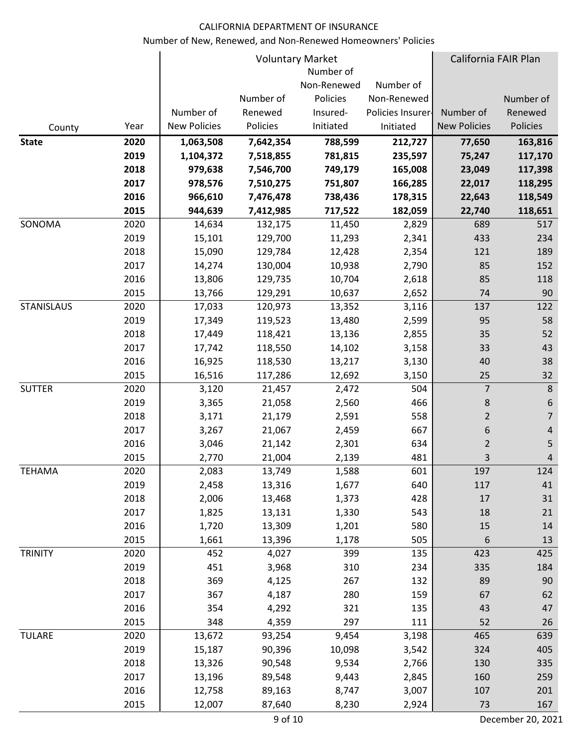CALIFORNIA DEPARTMENT OF INSURANCE

Number of New, Renewed, and Non-Renewed Homeowners' Policies

| County | Year | Voluntary Market | | | | California FAIR Plan | |
|---|---|---|---|---|---|---|---|
| | | Number of New Policies | Number of Renewed Policies | Number of Non-Renewed Policies Insured-Initiated | Number of Non-Renewed Policies Insurer-Initiated | Number of New Policies | Number of Renewed Policies |
| **State** | **2020** | **1,063,508** | **7,642,354** | **788,599** | **212,727** | **77,650** | **163,816** |
| | **2019** | **1,104,372** | **7,518,855** | **781,815** | **235,597** | **75,247** | **117,170** |
| | **2018** | **979,638** | **7,546,700** | **749,179** | **165,008** | **23,049** | **117,398** |
| | **2017** | **978,576** | **7,510,275** | **751,807** | **166,285** | **22,017** | **118,295** |
| | **2016** | **966,610** | **7,476,478** | **738,436** | **178,315** | **22,643** | **118,549** |
| | **2015** | **944,639** | **7,412,985** | **717,522** | **182,059** | **22,740** | **118,651** |
| SONOMA | 2020 | 14,634 | 132,175 | 11,450 | 2,829 | 689 | 517 |
| | 2019 | 15,101 | 129,700 | 11,293 | 2,341 | 433 | 234 |
| | 2018 | 15,090 | 129,784 | 12,428 | 2,354 | 121 | 189 |
| | 2017 | 14,274 | 130,004 | 10,938 | 2,790 | 85 | 152 |
| | 2016 | 13,806 | 129,735 | 10,704 | 2,618 | 85 | 118 |
| | 2015 | 13,766 | 129,291 | 10,637 | 2,652 | 74 | 90 |
| STANISLAUS | 2020 | 17,033 | 120,973 | 13,352 | 3,116 | 137 | 122 |
| | 2019 | 17,349 | 119,523 | 13,480 | 2,599 | 95 | 58 |
| | 2018 | 17,449 | 118,421 | 13,136 | 2,855 | 35 | 52 |
| | 2017 | 17,742 | 118,550 | 14,102 | 3,158 | 33 | 43 |
| | 2016 | 16,925 | 118,530 | 13,217 | 3,130 | 40 | 38 |
| | 2015 | 16,516 | 117,286 | 12,692 | 3,150 | 25 | 32 |
| SUTTER | 2020 | 3,120 | 21,457 | 2,472 | 504 | 7 | 8 |
| | 2019 | 3,365 | 21,058 | 2,560 | 466 | 8 | 6 |
| | 2018 | 3,171 | 21,179 | 2,591 | 558 | 2 | 7 |
| | 2017 | 3,267 | 21,067 | 2,459 | 667 | 6 | 4 |
| | 2016 | 3,046 | 21,142 | 2,301 | 634 | 2 | 5 |
| | 2015 | 2,770 | 21,004 | 2,139 | 481 | 3 | 4 |
| TEHAMA | 2020 | 2,083 | 13,749 | 1,588 | 601 | 197 | 124 |
| | 2019 | 2,458 | 13,316 | 1,677 | 640 | 117 | 41 |
| | 2018 | 2,006 | 13,468 | 1,373 | 428 | 17 | 31 |
| | 2017 | 1,825 | 13,131 | 1,330 | 543 | 18 | 21 |
| | 2016 | 1,720 | 13,309 | 1,201 | 580 | 15 | 14 |
| | 2015 | 1,661 | 13,396 | 1,178 | 505 | 6 | 13 |
| TRINITY | 2020 | 452 | 4,027 | 399 | 135 | 423 | 425 |
| | 2019 | 451 | 3,968 | 310 | 234 | 335 | 184 |
| | 2018 | 369 | 4,125 | 267 | 132 | 89 | 90 |
| | 2017 | 367 | 4,187 | 280 | 159 | 67 | 62 |
| | 2016 | 354 | 4,292 | 321 | 135 | 43 | 47 |
| | 2015 | 348 | 4,359 | 297 | 111 | 52 | 26 |
| TULARE | 2020 | 13,672 | 93,254 | 9,454 | 3,198 | 465 | 639 |
| | 2019 | 15,187 | 90,396 | 10,098 | 3,542 | 324 | 405 |
| | 2018 | 13,326 | 90,548 | 9,534 | 2,766 | 130 | 335 |
| | 2017 | 13,196 | 89,548 | 9,443 | 2,845 | 160 | 259 |
| | 2016 | 12,758 | 89,163 | 8,747 | 3,007 | 107 | 201 |
| | 2015 | 12,007 | 87,640 | 8,230 | 2,924 | 73 | 167 |

December 20, 2021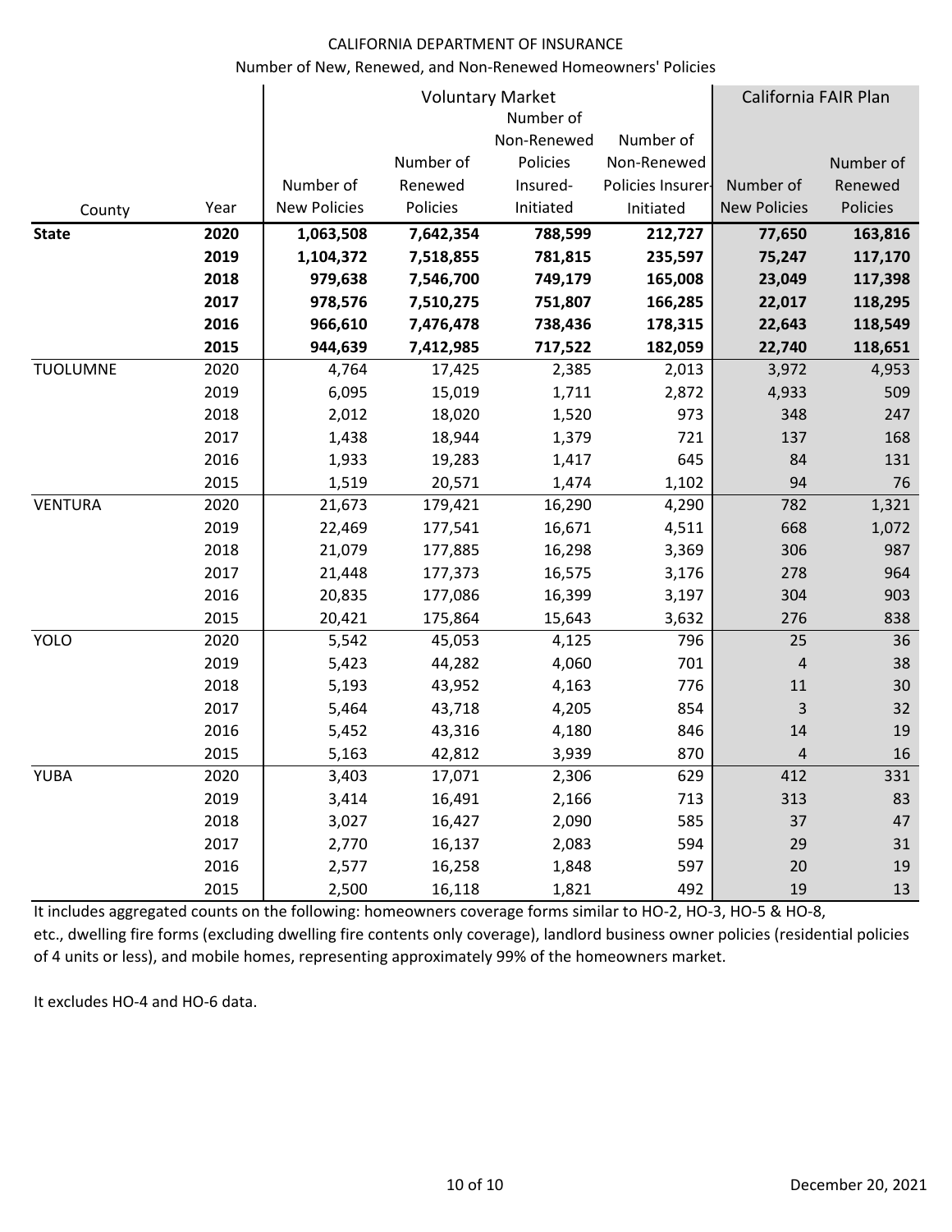CALIFORNIA DEPARTMENT OF INSURANCE

Number of New, Renewed, and Non-Renewed Homeowners' Policies

| | | Voluntary Market | | | | California FAIR Plan | |
|---|---|---|---|---|---|---|---|
| County | Year | Number of New Policies | Number of Renewed Policies | Number of Non-Renewed Policies Insured-Initiated | Number of Non-Renewed Policies Insurer-Initiated | Number of New Policies | Number of Renewed Policies |
| **State** | **2020** | **1,063,508** | **7,642,354** | **788,599** | **212,727** | **77,650** | **163,816** |
| | **2019** | **1,104,372** | **7,518,855** | **781,815** | **235,597** | **75,247** | **117,170** |
| | **2018** | **979,638** | **7,546,700** | **749,179** | **165,008** | **23,049** | **117,398** |
| | **2017** | **978,576** | **7,510,275** | **751,807** | **166,285** | **22,017** | **118,295** |
| | **2016** | **966,610** | **7,476,478** | **738,436** | **178,315** | **22,643** | **118,549** |
| | **2015** | **944,639** | **7,412,985** | **717,522** | **182,059** | **22,740** | **118,651** |
| TUOLUMNE | 2020 | 4,764 | 17,425 | 2,385 | 2,013 | 3,972 | 4,953 |
| | 2019 | 6,095 | 15,019 | 1,711 | 2,872 | 4,933 | 509 |
| | 2018 | 2,012 | 18,020 | 1,520 | 973 | 348 | 247 |
| | 2017 | 1,438 | 18,944 | 1,379 | 721 | 137 | 168 |
| | 2016 | 1,933 | 19,283 | 1,417 | 645 | 84 | 131 |
| | 2015 | 1,519 | 20,571 | 1,474 | 1,102 | 94 | 76 |
| VENTURA | 2020 | 21,673 | 179,421 | 16,290 | 4,290 | 782 | 1,321 |
| | 2019 | 22,469 | 177,541 | 16,671 | 4,511 | 668 | 1,072 |
| | 2018 | 21,079 | 177,885 | 16,298 | 3,369 | 306 | 987 |
| | 2017 | 21,448 | 177,373 | 16,575 | 3,176 | 278 | 964 |
| | 2016 | 20,835 | 177,086 | 16,399 | 3,197 | 304 | 903 |
| | 2015 | 20,421 | 175,864 | 15,643 | 3,632 | 276 | 838 |
| YOLO | 2020 | 5,542 | 45,053 | 4,125 | 796 | 25 | 36 |
| | 2019 | 5,423 | 44,282 | 4,060 | 701 | 4 | 38 |
| | 2018 | 5,193 | 43,952 | 4,163 | 776 | 11 | 30 |
| | 2017 | 5,464 | 43,718 | 4,205 | 854 | 3 | 32 |
| | 2016 | 5,452 | 43,316 | 4,180 | 846 | 14 | 19 |
| | 2015 | 5,163 | 42,812 | 3,939 | 870 | 4 | 16 |
| YUBA | 2020 | 3,403 | 17,071 | 2,306 | 629 | 412 | 331 |
| | 2019 | 3,414 | 16,491 | 2,166 | 713 | 313 | 83 |
| | 2018 | 3,027 | 16,427 | 2,090 | 585 | 37 | 47 |
| | 2017 | 2,770 | 16,137 | 2,083 | 594 | 29 | 31 |
| | 2016 | 2,577 | 16,258 | 1,848 | 597 | 20 | 19 |
| | 2015 | 2,500 | 16,118 | 1,821 | 492 | 19 | 13 |

It includes aggregated counts on the following: homeowners coverage forms similar to HO-2, HO-3, HO-5 & HO-8, etc., dwelling fire forms (excluding dwelling fire contents only coverage), landlord business owner policies (residential policies of 4 units or less), and mobile homes, representing approximately 99% of the homeowners market.

It excludes HO-4 and HO-6 data.

December 20, 2021